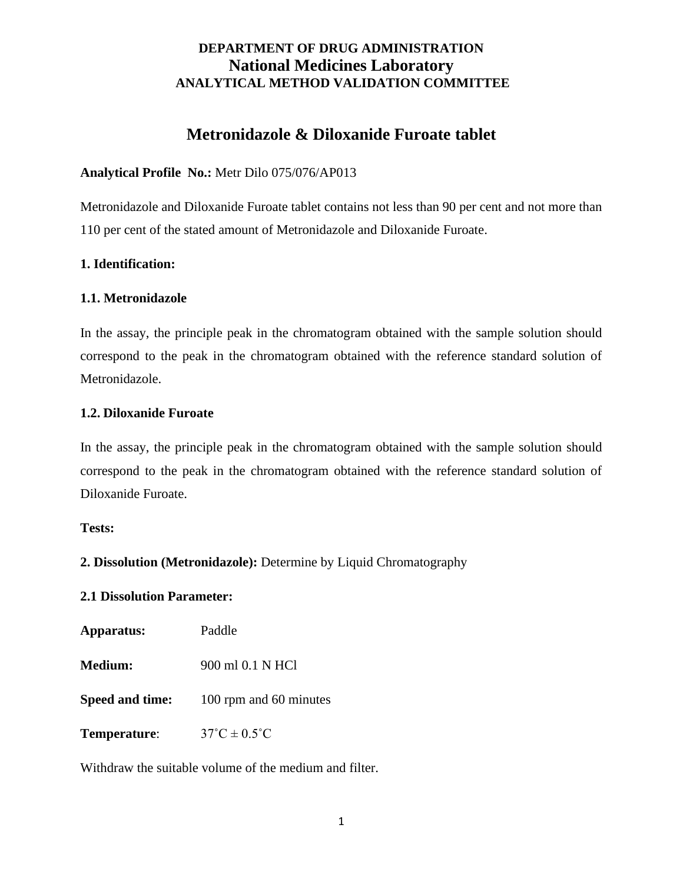**DEPARTMENT OF DRUG ADMINISTRATION**
**National Medicines Laboratory**
**ANALYTICAL METHOD VALIDATION COMMITTEE**

# Metronidazole & Diloxanide Furoate tablet

**Analytical Profile No.:** Metr Dilo 075/076/AP013

Metronidazole and Diloxanide Furoate tablet contains not less than 90 per cent and not more than 110 per cent of the stated amount of Metronidazole and Diloxanide Furoate.

**1. Identification:**

**1.1. Metronidazole**

In the assay, the principle peak in the chromatogram obtained with the sample solution should correspond to the peak in the chromatogram obtained with the reference standard solution of Metronidazole.

**1.2. Diloxanide Furoate**

In the assay, the principle peak in the chromatogram obtained with the sample solution should correspond to the peak in the chromatogram obtained with the reference standard solution of Diloxanide Furoate.

**Tests:**

**2. Dissolution (Metronidazole):** Determine by Liquid Chromatography

**2.1 Dissolution Parameter:**

**Apparatus:** Paddle

**Medium:** 900 ml 0.1 N HCl

**Speed and time:** 100 rpm and 60 minutes

**Temperature**: 37˚C ± 0.5˚C

Withdraw the suitable volume of the medium and filter.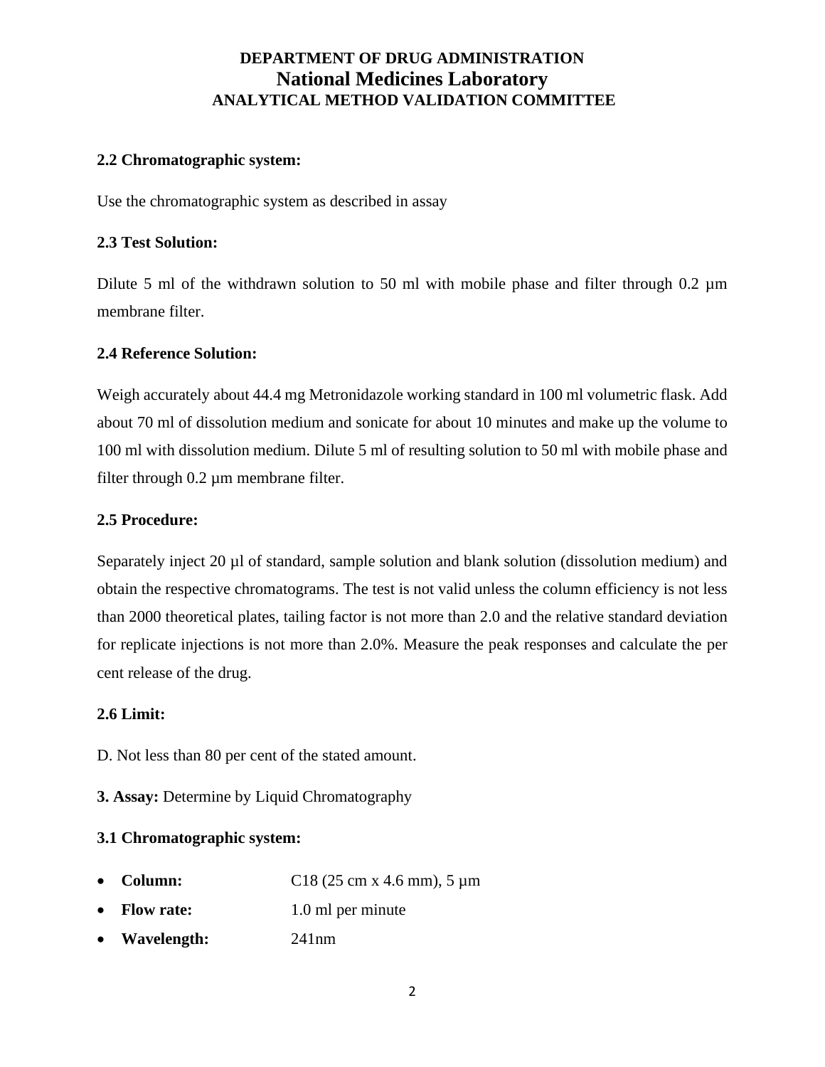**2.2 Chromatographic system:**

Use the chromatographic system as described in assay

**2.3 Test Solution:**

Dilute 5 ml of the withdrawn solution to 50 ml with mobile phase and filter through 0.2 µm membrane filter.

**2.4 Reference Solution:**

Weigh accurately about 44.4 mg Metronidazole working standard in 100 ml volumetric flask. Add about 70 ml of dissolution medium and sonicate for about 10 minutes and make up the volume to 100 ml with dissolution medium. Dilute 5 ml of resulting solution to 50 ml with mobile phase and filter through 0.2 µm membrane filter.

**2.5 Procedure:**

Separately inject 20 µl of standard, sample solution and blank solution (dissolution medium) and obtain the respective chromatograms. The test is not valid unless the column efficiency is not less than 2000 theoretical plates, tailing factor is not more than 2.0 and the relative standard deviation for replicate injections is not more than 2.0%. Measure the peak responses and calculate the per cent release of the drug.

**2.6 Limit:**

D. Not less than 80 per cent of the stated amount.

**3. Assay:** Determine by Liquid Chromatography

**3.1 Chromatographic system:**

- **Column:** C18 (25 cm x 4.6 mm), 5 µm
- **Flow rate:** 1.0 ml per minute
- **Wavelength:** 241nm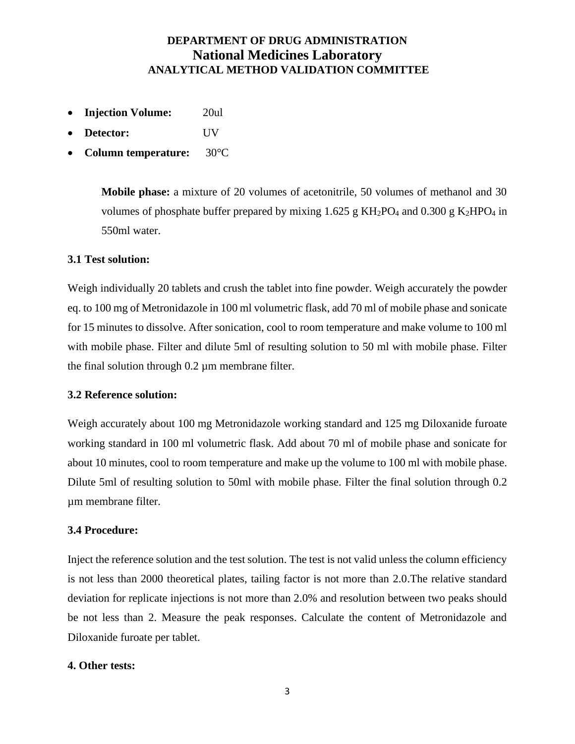- **Injection Volume:** 20ul
- **Detector:** UV
- **Column temperature:** 30°C

**Mobile phase:** a mixture of 20 volumes of acetonitrile, 50 volumes of methanol and 30 volumes of phosphate buffer prepared by mixing 1.625 g $KH_2PO_4$ and 0.300 g $K_2HPO_4$ in 550ml water.

### 3.1 Test solution:

Weigh individually 20 tablets and crush the tablet into fine powder. Weigh accurately the powder eq. to 100 mg of Metronidazole in 100 ml volumetric flask, add 70 ml of mobile phase and sonicate for 15 minutes to dissolve. After sonication, cool to room temperature and make volume to 100 ml with mobile phase. Filter and dilute 5ml of resulting solution to 50 ml with mobile phase. Filter the final solution through 0.2 µm membrane filter.

### 3.2 Reference solution:

Weigh accurately about 100 mg Metronidazole working standard and 125 mg Diloxanide furoate working standard in 100 ml volumetric flask. Add about 70 ml of mobile phase and sonicate for about 10 minutes, cool to room temperature and make up the volume to 100 ml with mobile phase. Dilute 5ml of resulting solution to 50ml with mobile phase. Filter the final solution through 0.2 µm membrane filter.

### 3.4 Procedure:

Inject the reference solution and the test solution. The test is not valid unless the column efficiency is not less than 2000 theoretical plates, tailing factor is not more than 2.0.The relative standard deviation for replicate injections is not more than 2.0% and resolution between two peaks should be not less than 2. Measure the peak responses. Calculate the content of Metronidazole and Diloxanide furoate per tablet.

## 4. Other tests: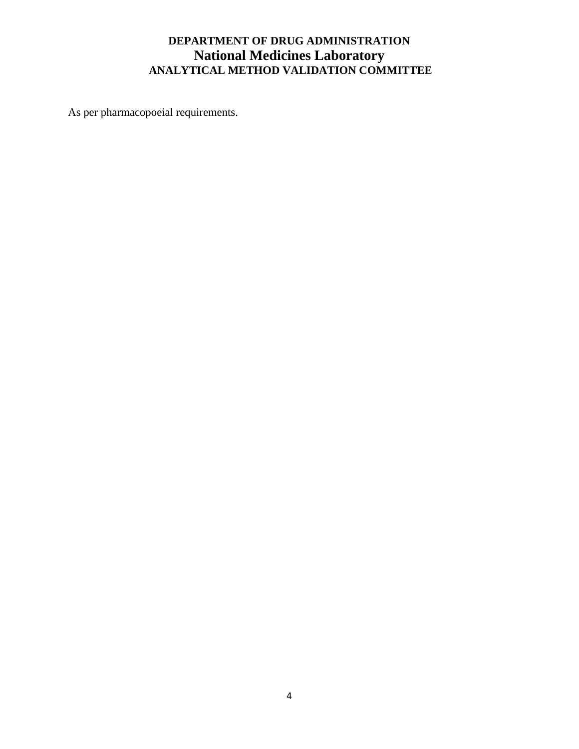As per pharmacopoeial requirements.